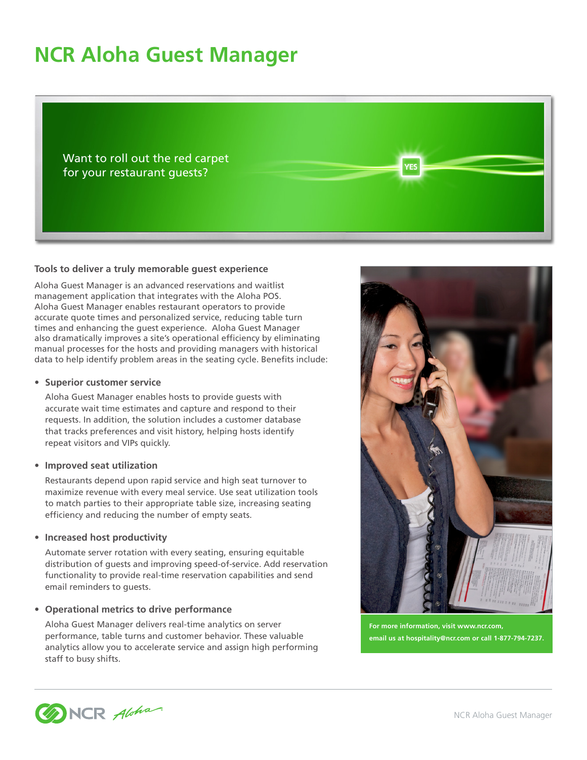# NCR Aloha Guest Manager

Want to roll out the red carpet for your restaurant guests?

YES

### Tools to deliver a truly memorable guest experience

Aloha Guest Manager is an advanced reservations and waitlist management application that integrates with the Aloha POS. Aloha Guest Manager enables restaurant operators to provide accurate quote times and personalized service, reducing table turn times and enhancing the guest experience. Aloha Guest Manager also dramatically improves a site's operational efficiency by eliminating manual processes for the hosts and providing managers with historical data to help identify problem areas in the seating cycle. Benefits include:

- **Superior customer service**

  Aloha Guest Manager enables hosts to provide guests with accurate wait time estimates and capture and respond to their requests. In addition, the solution includes a customer database that tracks preferences and visit history, helping hosts identify repeat visitors and VIPs quickly.

- **Improved seat utilization**

  Restaurants depend upon rapid service and high seat turnover to maximize revenue with every meal service. Use seat utilization tools to match parties to their appropriate table size, increasing seating efficiency and reducing the number of empty seats.

- **Increased host productivity**

  Automate server rotation with every seating, ensuring equitable distribution of guests and improving speed-of-service. Add reservation functionality to provide real-time reservation capabilities and send email reminders to guests.

- **Operational metrics to drive performance**

  Aloha Guest Manager delivers real-time analytics on server performance, table turns and customer behavior. These valuable analytics allow you to accelerate service and assign high performing staff to busy shifts.

**For more information, visit www.ncr.com, email us at hospitality@ncr.com or call 1-877-794-7237.**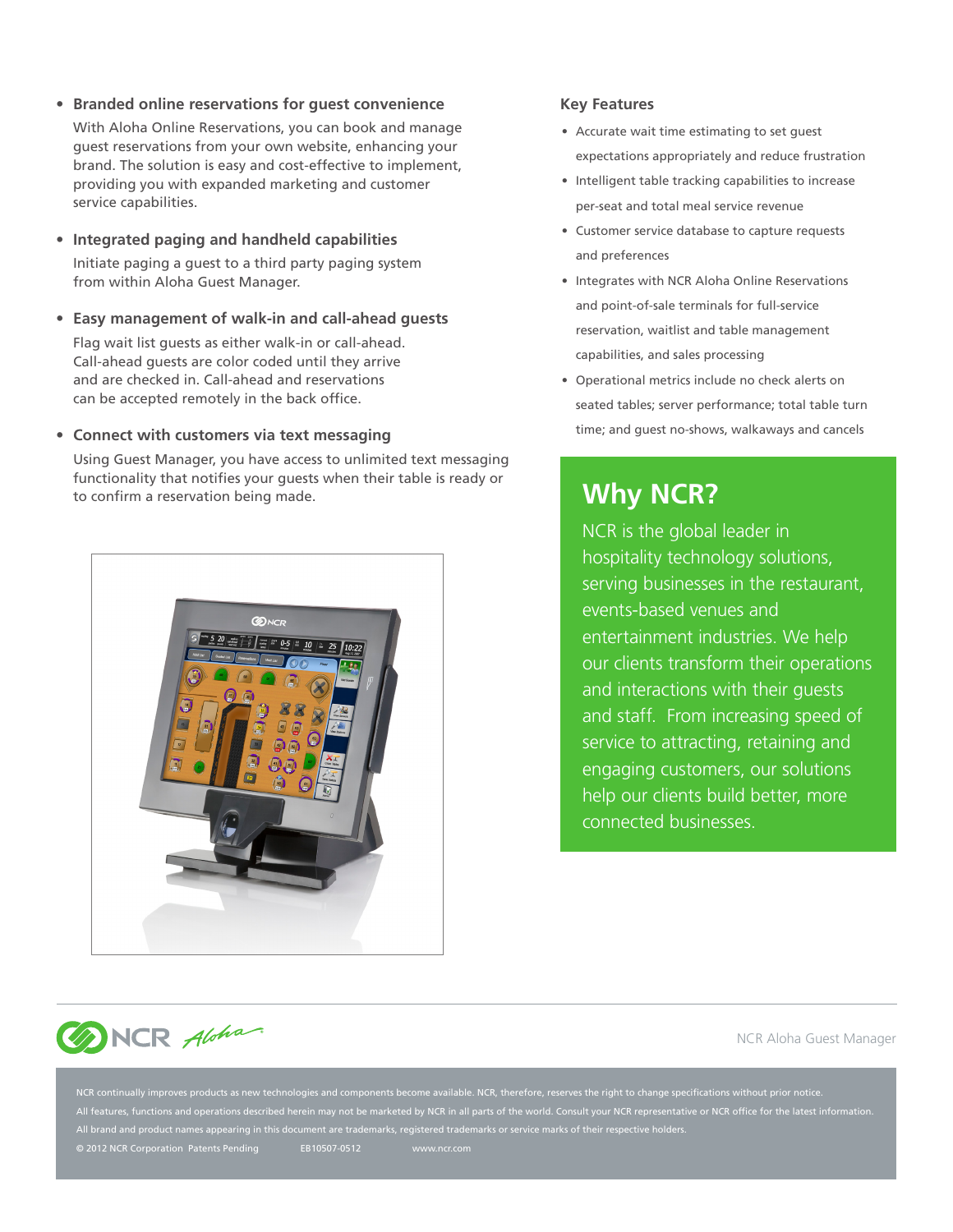- **Branded online reservations for guest convenience**

  With Aloha Online Reservations, you can book and manage guest reservations from your own website, enhancing your brand. The solution is easy and cost-effective to implement, providing you with expanded marketing and customer service capabilities.

- **Integrated paging and handheld capabilities**

  Initiate paging a guest to a third party paging system from within Aloha Guest Manager.

- **Easy management of walk-in and call-ahead guests**

  Flag wait list guests as either walk-in or call-ahead. Call-ahead guests are color coded until they arrive and are checked in. Call-ahead and reservations can be accepted remotely in the back office.

- **Connect with customers via text messaging**

  Using Guest Manager, you have access to unlimited text messaging functionality that notifies your guests when their table is ready or to confirm a reservation being made.

## Key Features

- Accurate wait time estimating to set guest expectations appropriately and reduce frustration
- Intelligent table tracking capabilities to increase per-seat and total meal service revenue
- Customer service database to capture requests and preferences
- Integrates with NCR Aloha Online Reservations and point-of-sale terminals for full-service reservation, waitlist and table management capabilities, and sales processing
- Operational metrics include no check alerts on seated tables; server performance; total table turn time; and guest no-shows, walkaways and cancels

## Why NCR?

NCR is the global leader in hospitality technology solutions, serving businesses in the restaurant, events-based venues and entertainment industries. We help our clients transform their operations and interactions with their guests and staff. From increasing speed of service to attracting, retaining and engaging customers, our solutions help our clients build better, more connected businesses.

NCR Aloha Guest Manager

NCR continually improves products as new technologies and components become available. NCR, therefore, reserves the right to change specifications without prior notice.
All features, functions and operations described herein may not be marketed by NCR in all parts of the world. Consult your NCR representative or NCR office for the latest information.
All brand and product names appearing in this document are trademarks, registered trademarks or service marks of their respective holders.
© 2012 NCR Corporation Patents Pending EB10507-0512 www.ncr.com